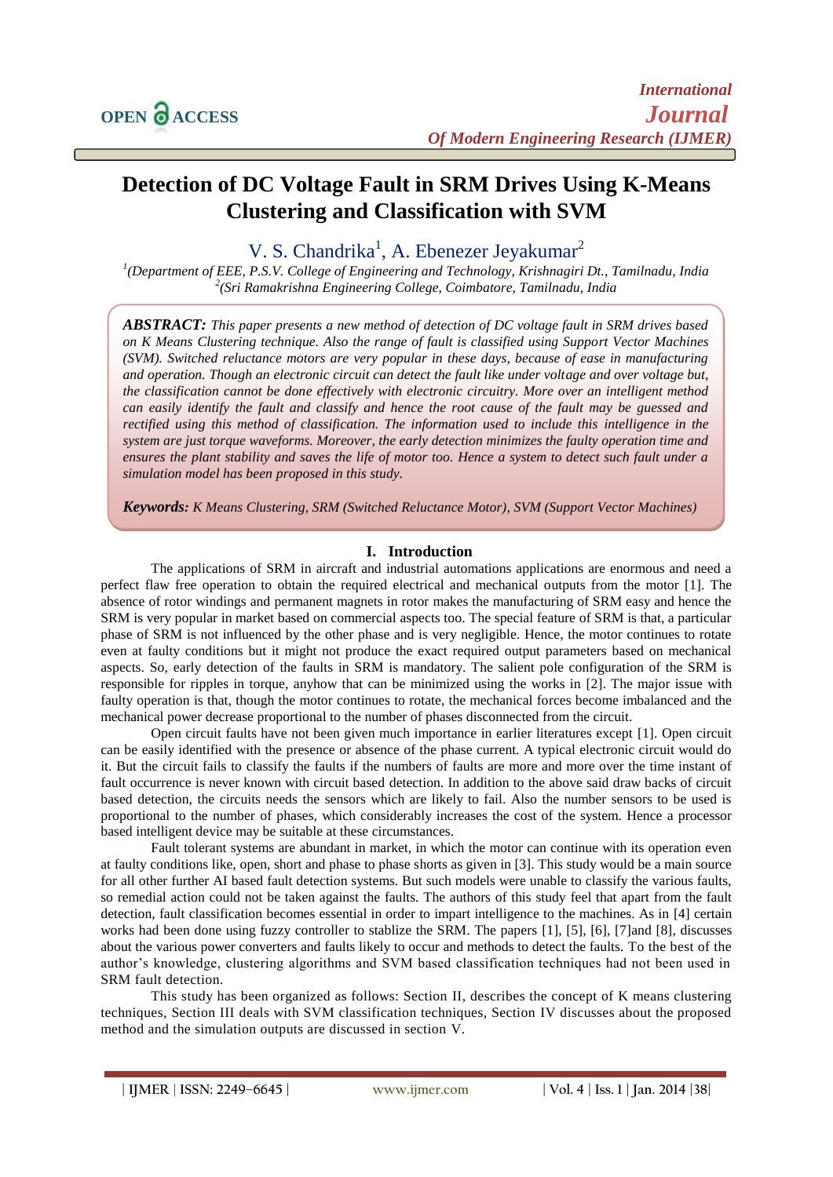# Detection of DC Voltage Fault in SRM Drives Using K-Means Clustering and Classification with SVM

V. S. Chandrika[1], A. Ebenezer Jeyakumar[2]

[1](Department of EEE, P.S.V. College of Engineering and Technology, Krishnagiri Dt., Tamilnadu, India
[2](Sri Ramakrishna Engineering College, Coimbatore, Tamilnadu, India

***ABSTRACT:*** *This paper presents a new method of detection of DC voltage fault in SRM drives based on K Means Clustering technique. Also the range of fault is classified using Support Vector Machines (SVM). Switched reluctance motors are very popular in these days, because of ease in manufacturing and operation. Though an electronic circuit can detect the fault like under voltage and over voltage but, the classification cannot be done effectively with electronic circuitry. More over an intelligent method can easily identify the fault and classify and hence the root cause of the fault may be guessed and rectified using this method of classification. The information used to include this intelligence in the system are just torque waveforms. Moreover, the early detection minimizes the faulty operation time and ensures the plant stability and saves the life of motor too. Hence a system to detect such fault under a simulation model has been proposed in this study.*

***Keywords:*** *K Means Clustering, SRM (Switched Reluctance Motor), SVM (Support Vector Machines)*

## I. Introduction

The applications of SRM in aircraft and industrial automations applications are enormous and need a perfect flaw free operation to obtain the required electrical and mechanical outputs from the motor [1]. The absence of rotor windings and permanent magnets in rotor makes the manufacturing of SRM easy and hence the SRM is very popular in market based on commercial aspects too. The special feature of SRM is that, a particular phase of SRM is not influenced by the other phase and is very negligible. Hence, the motor continues to rotate even at faulty conditions but it might not produce the exact required output parameters based on mechanical aspects. So, early detection of the faults in SRM is mandatory. The salient pole configuration of the SRM is responsible for ripples in torque, anyhow that can be minimized using the works in [2]. The major issue with faulty operation is that, though the motor continues to rotate, the mechanical forces become imbalanced and the mechanical power decrease proportional to the number of phases disconnected from the circuit.

Open circuit faults have not been given much importance in earlier literatures except [1]. Open circuit can be easily identified with the presence or absence of the phase current. A typical electronic circuit would do it. But the circuit fails to classify the faults if the numbers of faults are more and more over the time instant of fault occurrence is never known with circuit based detection. In addition to the above said draw backs of circuit based detection, the circuits needs the sensors which are likely to fail. Also the number sensors to be used is proportional to the number of phases, which considerably increases the cost of the system. Hence a processor based intelligent device may be suitable at these circumstances.

Fault tolerant systems are abundant in market, in which the motor can continue with its operation even at faulty conditions like, open, short and phase to phase shorts as given in [3]. This study would be a main source for all other further AI based fault detection systems. But such models were unable to classify the various faults, so remedial action could not be taken against the faults. The authors of this study feel that apart from the fault detection, fault classification becomes essential in order to impart intelligence to the machines. As in [4] certain works had been done using fuzzy controller to stablize the SRM. The papers [1], [5], [6], [7]and [8], discusses about the various power converters and faults likely to occur and methods to detect the faults. To the best of the author's knowledge, clustering algorithms and SVM based classification techniques had not been used in SRM fault detection.

This study has been organized as follows: Section II, describes the concept of K means clustering techniques, Section III deals with SVM classification techniques, Section IV discusses about the proposed method and the simulation outputs are discussed in section V.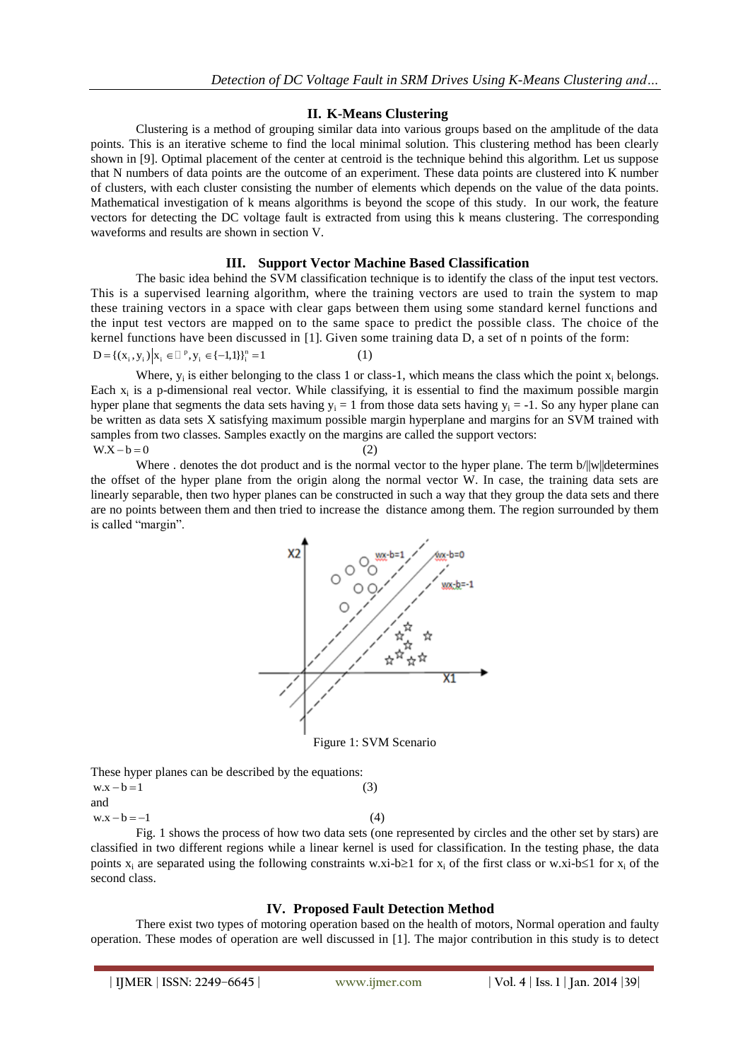## II. K-Means Clustering

Clustering is a method of grouping similar data into various groups based on the amplitude of the data points. This is an iterative scheme to find the local minimal solution. This clustering method has been clearly shown in [9]. Optimal placement of the center at centroid is the technique behind this algorithm. Let us suppose that N numbers of data points are the outcome of an experiment. These data points are clustered into K number of clusters, with each cluster consisting the number of elements which depends on the value of the data points. Mathematical investigation of k means algorithms is beyond the scope of this study. In our work, the feature vectors for detecting the DC voltage fault is extracted from using this k means clustering. The corresponding waveforms and results are shown in section V.

## III. Support Vector Machine Based Classification

The basic idea behind the SVM classification technique is to identify the class of the input test vectors. This is a supervised learning algorithm, where the training vectors are used to train the system to map these training vectors in a space with clear gaps between them using some standard kernel functions and the input test vectors are mapped on to the same space to predict the possible class. The choice of the kernel functions have been discussed in [1]. Given some training data D, a set of n points of the form:

$$D = \{(x_i, y_i) \mid x_i \in \mathbb{R}^p, y_i \in \{-1,1\}\}_{i=1}^{n} \quad (1)$$

Where, $y_i$ is either belonging to the class 1 or class-1, which means the class which the point $x_i$ belongs. Each $x_i$ is a p-dimensional real vector. While classifying, it is essential to find the maximum possible margin hyper plane that segments the data sets having $y_i = 1$ from those data sets having $y_i = -1$. So any hyper plane can be written as data sets X satisfying maximum possible margin hyperplane and margins for an SVM trained with samples from two classes. Samples exactly on the margins are called the support vectors:

$$W.X - b = 0 \quad (2)$$

Where . denotes the dot product and is the normal vector to the hyper plane. The term $b/\|w\|$ determines the offset of the hyper plane from the origin along the normal vector W. In case, the training data sets are linearly separable, then two hyper planes can be constructed in such a way that they group the data sets and there are no points between them and then tried to increase the distance among them. The region surrounded by them is called "margin".

Figure 1: SVM Scenario

These hyper planes can be described by the equations:

$$w.x - b = 1 \quad (3)$$

and

$$w.x - b = -1 \quad (4)$$

Fig. 1 shows the process of how two data sets (one represented by circles and the other set by stars) are classified in two different regions while a linear kernel is used for classification. In the testing phase, the data points $x_i$ are separated using the following constraints $w.x_i - b \geq 1$ for $x_i$ of the first class or $w.x_i - b \leq 1$ for $x_i$ of the second class.

## IV. Proposed Fault Detection Method

There exist two types of motoring operation based on the health of motors, Normal operation and faulty operation. These modes of operation are well discussed in [1]. The major contribution in this study is to detect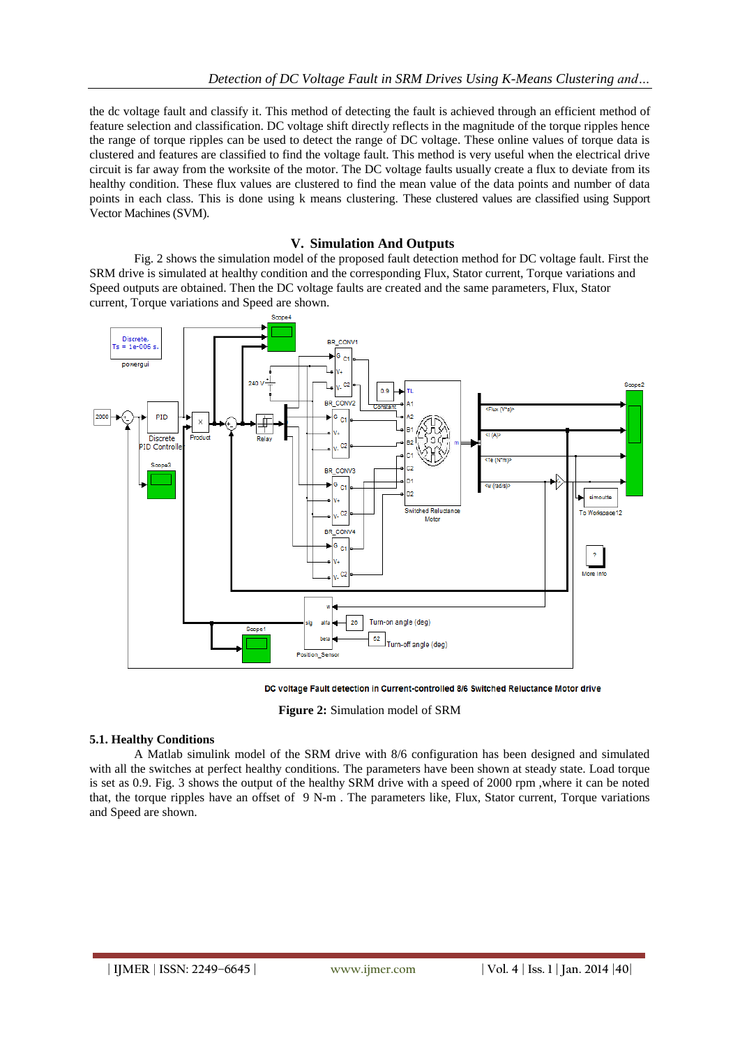the dc voltage fault and classify it. This method of detecting the fault is achieved through an efficient method of feature selection and classification. DC voltage shift directly reflects in the magnitude of the torque ripples hence the range of torque ripples can be used to detect the range of DC voltage. These online values of torque data is clustered and features are classified to find the voltage fault. This method is very useful when the electrical drive circuit is far away from the worksite of the motor. The DC voltage faults usually create a flux to deviate from its healthy condition. These flux values are clustered to find the mean value of the data points and number of data points in each class. This is done using k means clustering. These clustered values are classified using Support Vector Machines (SVM).

## V. Simulation And Outputs

Fig. 2 shows the simulation model of the proposed fault detection method for DC voltage fault. First the SRM drive is simulated at healthy condition and the corresponding Flux, Stator current, Torque variations and Speed outputs are obtained. Then the DC voltage faults are created and the same parameters, Flux, Stator current, Torque variations and Speed are shown.

DC voltage Fault detection in Current-controlled 8/6 Switched Reluctance Motor drive

**Figure 2:** Simulation model of SRM

### 5.1. Healthy Conditions

A Matlab simulink model of the SRM drive with 8/6 configuration has been designed and simulated with all the switches at perfect healthy conditions. The parameters have been shown at steady state. Load torque is set as 0.9. Fig. 3 shows the output of the healthy SRM drive with a speed of 2000 rpm ,where it can be noted that, the torque ripples have an offset of 9 N-m . The parameters like, Flux, Stator current, Torque variations and Speed are shown.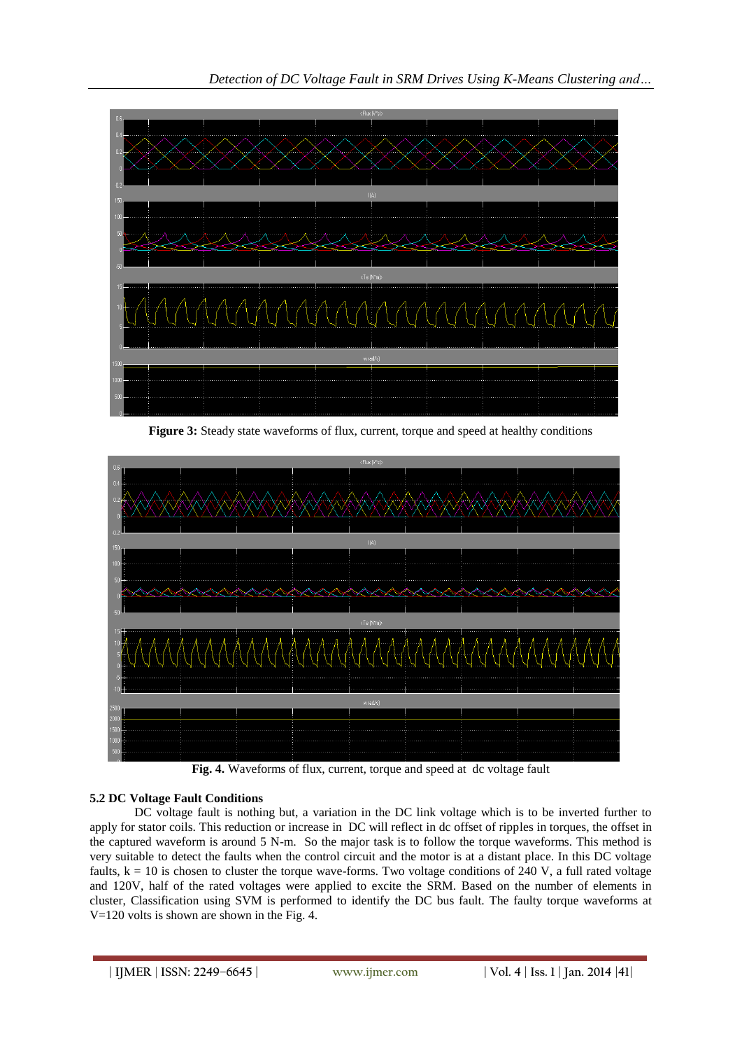**Figure 3:** Steady state waveforms of flux, current, torque and speed at healthy conditions

**Fig. 4.** Waveforms of flux, current, torque and speed at dc voltage fault

### 5.2 DC Voltage Fault Conditions

DC voltage fault is nothing but, a variation in the DC link voltage which is to be inverted further to apply for stator coils. This reduction or increase in DC will reflect in dc offset of ripples in torques, the offset in the captured waveform is around 5 N-m. So the major task is to follow the torque waveforms. This method is very suitable to detect the faults when the control circuit and the motor is at a distant place. In this DC voltage faults, k = 10 is chosen to cluster the torque wave-forms. Two voltage conditions of 240 V, a full rated voltage and 120V, half of the rated voltages were applied to excite the SRM. Based on the number of elements in cluster, Classification using SVM is performed to identify the DC bus fault. The faulty torque waveforms at V=120 volts is shown are shown in the Fig. 4.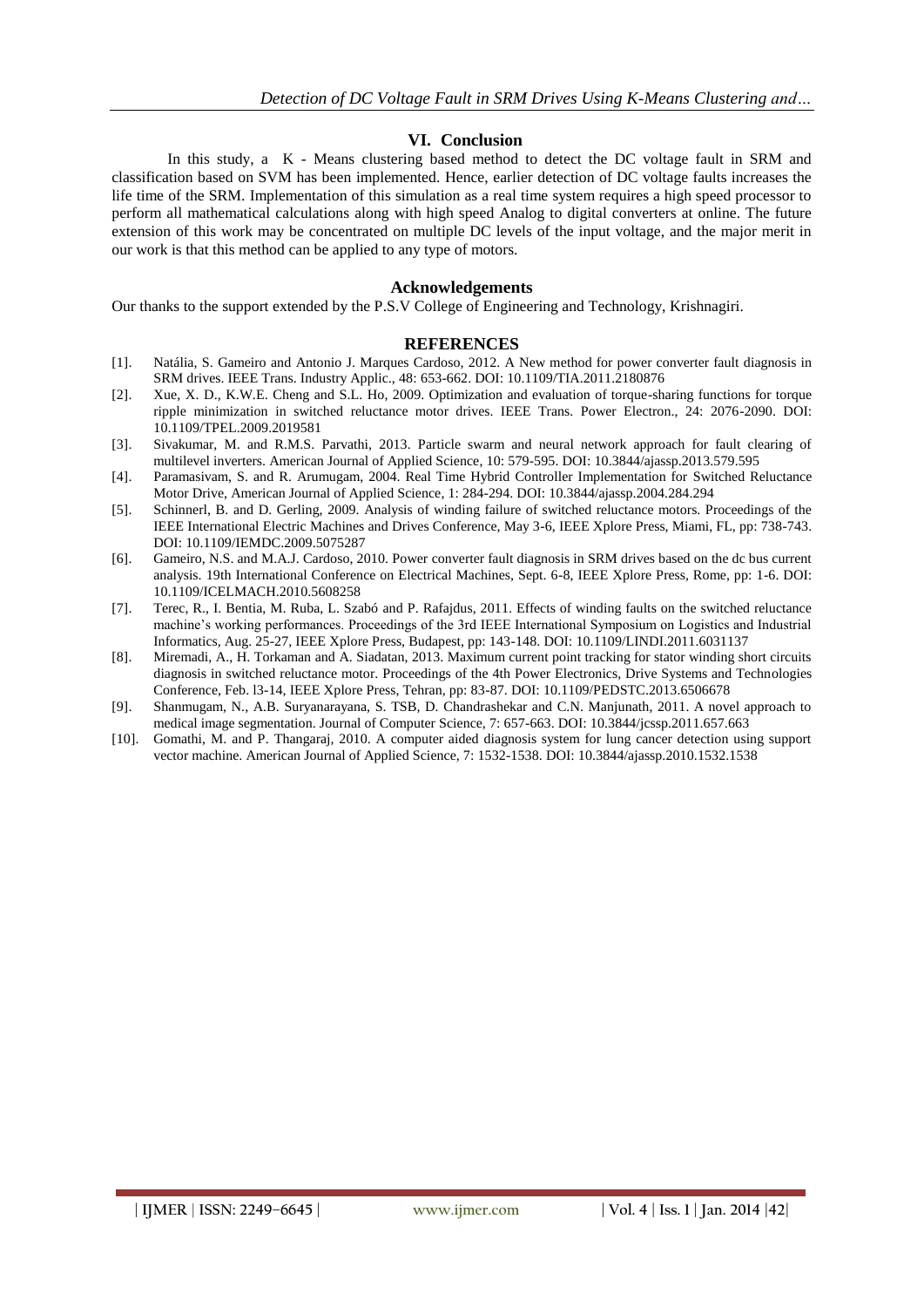## VI. Conclusion

In this study, a K - Means clustering based method to detect the DC voltage fault in SRM and classification based on SVM has been implemented. Hence, earlier detection of DC voltage faults increases the life time of the SRM. Implementation of this simulation as a real time system requires a high speed processor to perform all mathematical calculations along with high speed Analog to digital converters at online. The future extension of this work may be concentrated on multiple DC levels of the input voltage, and the major merit in our work is that this method can be applied to any type of motors.

## Acknowledgements

Our thanks to the support extended by the P.S.V College of Engineering and Technology, Krishnagiri.

## REFERENCES

[1]. Natália, S. Gameiro and Antonio J. Marques Cardoso, 2012. A New method for power converter fault diagnosis in SRM drives. IEEE Trans. Industry Applic., 48: 653-662. DOI: 10.1109/TIA.2011.2180876

[2]. Xue, X. D., K.W.E. Cheng and S.L. Ho, 2009. Optimization and evaluation of torque-sharing functions for torque ripple minimization in switched reluctance motor drives. IEEE Trans. Power Electron., 24: 2076-2090. DOI: 10.1109/TPEL.2009.2019581

[3]. Sivakumar, M. and R.M.S. Parvathi, 2013. Particle swarm and neural network approach for fault clearing of multilevel inverters. American Journal of Applied Science, 10: 579-595. DOI: 10.3844/ajassp.2013.579.595

[4]. Paramasivam, S. and R. Arumugam, 2004. Real Time Hybrid Controller Implementation for Switched Reluctance Motor Drive, American Journal of Applied Science, 1: 284-294. DOI: 10.3844/ajassp.2004.284.294

[5]. Schinnerl, B. and D. Gerling, 2009. Analysis of winding failure of switched reluctance motors. Proceedings of the IEEE International Electric Machines and Drives Conference, May 3-6, IEEE Xplore Press, Miami, FL, pp: 738-743. DOI: 10.1109/IEMDC.2009.5075287

[6]. Gameiro, N.S. and M.A.J. Cardoso, 2010. Power converter fault diagnosis in SRM drives based on the dc bus current analysis. 19th International Conference on Electrical Machines, Sept. 6-8, IEEE Xplore Press, Rome, pp: 1-6. DOI: 10.1109/ICELMACH.2010.5608258

[7]. Terec, R., I. Bentia, M. Ruba, L. Szabó and P. Rafajdus, 2011. Effects of winding faults on the switched reluctance machine's working performances. Proceedings of the 3rd IEEE International Symposium on Logistics and Industrial Informatics, Aug. 25-27, IEEE Xplore Press, Budapest, pp: 143-148. DOI: 10.1109/LINDI.2011.6031137

[8]. Miremadi, A., H. Torkaman and A. Siadatan, 2013. Maximum current point tracking for stator winding short circuits diagnosis in switched reluctance motor. Proceedings of the 4th Power Electronics, Drive Systems and Technologies Conference, Feb. 13-14, IEEE Xplore Press, Tehran, pp: 83-87. DOI: 10.1109/PEDSTC.2013.6506678

[9]. Shanmugam, N., A.B. Suryanarayana, S. TSB, D. Chandrashekar and C.N. Manjunath, 2011. A novel approach to medical image segmentation. Journal of Computer Science, 7: 657-663. DOI: 10.3844/jcssp.2011.657.663

[10]. Gomathi, M. and P. Thangaraj, 2010. A computer aided diagnosis system for lung cancer detection using support vector machine. American Journal of Applied Science, 7: 1532-1538. DOI: 10.3844/ajassp.2010.1532.1538